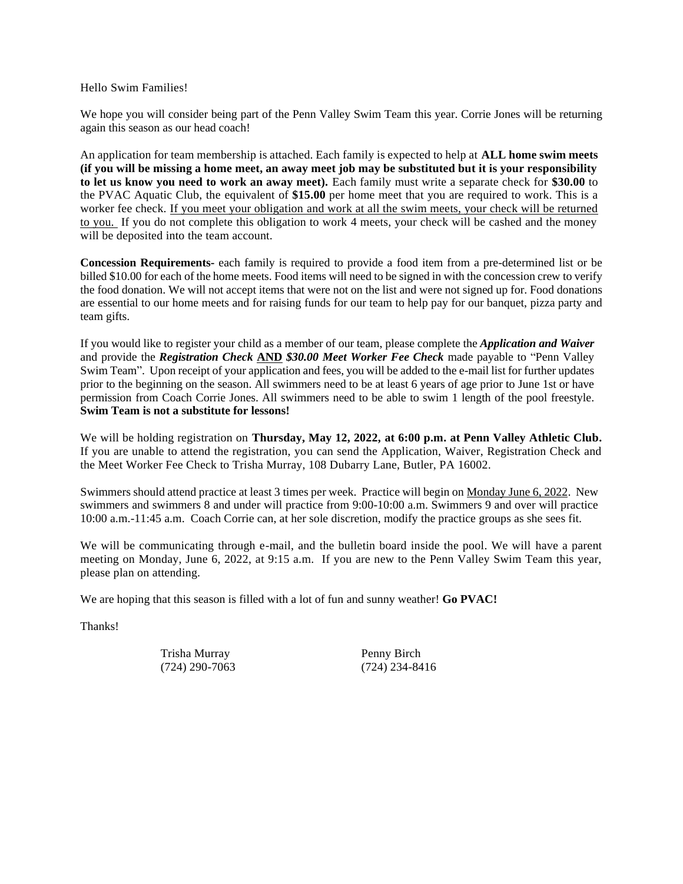Hello Swim Families!

We hope you will consider being part of the Penn Valley Swim Team this year. Corrie Jones will be returning again this season as our head coach!

An application for team membership is attached. Each family is expected to help at **ALL home swim meets (if you will be missing a home meet, an away meet job may be substituted but it is your responsibility to let us know you need to work an away meet).** Each family must write a separate check for **$30.00** to the PVAC Aquatic Club, the equivalent of **$15.00** per home meet that you are required to work. This is a worker fee check. <u>If you meet your obligation and work at all the swim meets, your check will be returned to you.</u> If you do not complete this obligation to work 4 meets, your check will be cashed and the money will be deposited into the team account.

**Concession Requirements**- each family is required to provide a food item from a pre-determined list or be billed $10.00 for each of the home meets. Food items will need to be signed in with the concession crew to verify the food donation. We will not accept items that were not on the list and were not signed up for. Food donations are essential to our home meets and for raising funds for our team to help pay for our banquet, pizza party and team gifts.

If you would like to register your child as a member of our team, please complete the ***Application and Waiver*** and provide the ***Registration Check*** **<u>AND</u>** ***$30.00 Meet Worker Fee Check*** made payable to "Penn Valley Swim Team". Upon receipt of your application and fees, you will be added to the e-mail list for further updates prior to the beginning on the season. All swimmers need to be at least 6 years of age prior to June 1st or have permission from Coach Corrie Jones. All swimmers need to be able to swim 1 length of the pool freestyle. **Swim Team is not a substitute for lessons!**

We will be holding registration on **Thursday, May 12, 2022, at 6:00 p.m. at Penn Valley Athletic Club.** If you are unable to attend the registration, you can send the Application, Waiver, Registration Check and the Meet Worker Fee Check to Trisha Murray, 108 Dubarry Lane, Butler, PA 16002.

Swimmers should attend practice at least 3 times per week. Practice will begin on <u>Monday June 6, 2022</u>. New swimmers and swimmers 8 and under will practice from 9:00-10:00 a.m. Swimmers 9 and over will practice 10:00 a.m.-11:45 a.m. Coach Corrie can, at her sole discretion, modify the practice groups as she sees fit.

We will be communicating through e-mail, and the bulletin board inside the pool. We will have a parent meeting on Monday, June 6, 2022, at 9:15 a.m. If you are new to the Penn Valley Swim Team this year, please plan on attending.

We are hoping that this season is filled with a lot of fun and sunny weather! **Go PVAC!**

Thanks!

Trisha Murray
(724) 290-7063

Penny Birch
(724) 234-8416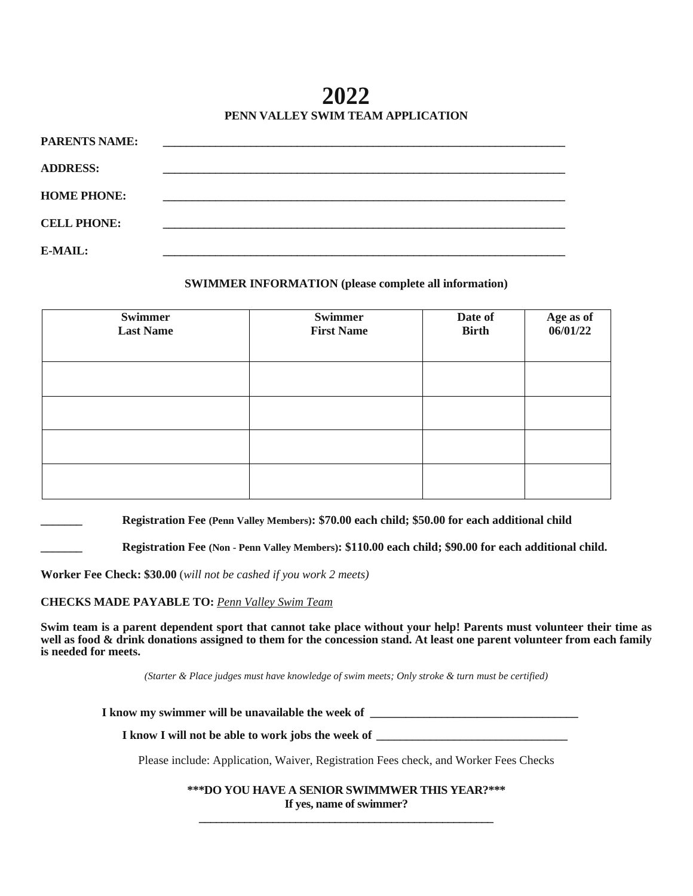# 2022

## PENN VALLEY SWIM TEAM APPLICATION

**PARENTS NAME:** ______________________________________________________________________

**ADDRESS:** ______________________________________________________________________

**HOME PHONE:** ______________________________________________________________________

**CELL PHONE:** ______________________________________________________________________

**E-MAIL:** ______________________________________________________________________

**SWIMMER INFORMATION (please complete all information)**

| Swimmer Last Name | Swimmer First Name | Date of Birth | Age as of 06/01/22 |
|---|---|---|---|
| | | | |
| | | | |
| | | | |
| | | | |

_______ **Registration Fee (Penn Valley Members): $70.00 each child; $50.00 for each additional child**

_______ **Registration Fee (Non - Penn Valley Members): $110.00 each child; $90.00 for each additional child.**

**Worker Fee Check: $30.00** (*will not be cashed if you work 2 meets)*

**CHECKS MADE PAYABLE TO:** *Penn Valley Swim Team*

**Swim team is a parent dependent sport that cannot take place without your help! Parents must volunteer their time as well as food & drink donations assigned to them for the concession stand. At least one parent volunteer from each family is needed for meets.**

*(Starter & Place judges must have knowledge of swim meets; Only stroke & turn must be certified)*

**I know my swimmer will be unavailable the week of** ___________________________________

**I know I will not be able to work jobs the week of** ________________________________

Please include: Application, Waiver, Registration Fees check, and Worker Fees Checks

**\*\*\*DO YOU HAVE A SENIOR SWIMMWER THIS YEAR?\*\*\***
**If yes, name of swimmer?**

______________________________________________________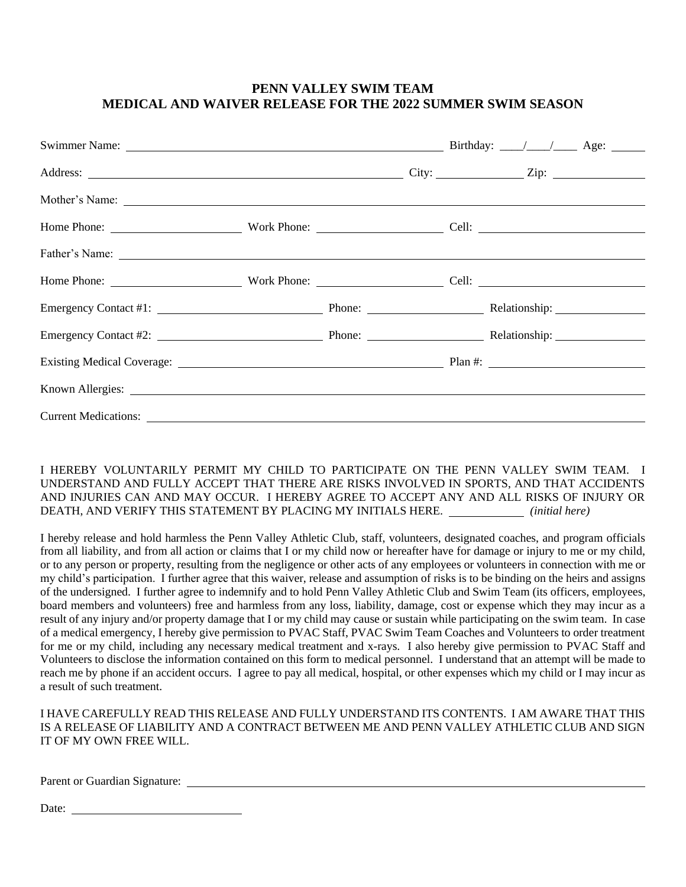**PENN VALLEY SWIM TEAM**
**MEDICAL AND WAIVER RELEASE FOR THE 2022 SUMMER SWIM SEASON**

Swimmer Name: ______________________________ Birthday: ____/____/____ Age: _____

Address: ______________________________ City: ______________ Zip: ______________

Mother's Name: ______________________________

Home Phone: ____________________ Work Phone: ____________________ Cell: ____________________

Father's Name: ______________________________

Home Phone: ____________________ Work Phone: ____________________ Cell: ____________________

Emergency Contact #1: ____________________ Phone: ____________________ Relationship: ______________

Emergency Contact #2: ____________________ Phone: ____________________ Relationship: ______________

Existing Medical Coverage: ______________________________ Plan #: ____________________

Known Allergies: ______________________________

Current Medications: ______________________________

I HEREBY VOLUNTARILY PERMIT MY CHILD TO PARTICIPATE ON THE PENN VALLEY SWIM TEAM. I UNDERSTAND AND FULLY ACCEPT THAT THERE ARE RISKS INVOLVED IN SPORTS, AND THAT ACCIDENTS AND INJURIES CAN AND MAY OCCUR. I HEREBY AGREE TO ACCEPT ANY AND ALL RISKS OF INJURY OR DEATH, AND VERIFY THIS STATEMENT BY PLACING MY INITIALS HERE. ____________ *(initial here)*

I hereby release and hold harmless the Penn Valley Athletic Club, staff, volunteers, designated coaches, and program officials from all liability, and from all action or claims that I or my child now or hereafter have for damage or injury to me or my child, or to any person or property, resulting from the negligence or other acts of any employees or volunteers in connection with me or my child's participation. I further agree that this waiver, release and assumption of risks is to be binding on the heirs and assigns of the undersigned. I further agree to indemnify and to hold Penn Valley Athletic Club and Swim Team (its officers, employees, board members and volunteers) free and harmless from any loss, liability, damage, cost or expense which they may incur as a result of any injury and/or property damage that I or my child may cause or sustain while participating on the swim team. In case of a medical emergency, I hereby give permission to PVAC Staff, PVAC Swim Team Coaches and Volunteers to order treatment for me or my child, including any necessary medical treatment and x-rays. I also hereby give permission to PVAC Staff and Volunteers to disclose the information contained on this form to medical personnel. I understand that an attempt will be made to reach me by phone if an accident occurs. I agree to pay all medical, hospital, or other expenses which my child or I may incur as a result of such treatment.

I HAVE CAREFULLY READ THIS RELEASE AND FULLY UNDERSTAND ITS CONTENTS. I AM AWARE THAT THIS IS A RELEASE OF LIABILITY AND A CONTRACT BETWEEN ME AND PENN VALLEY ATHLETIC CLUB AND SIGN IT OF MY OWN FREE WILL.

Parent or Guardian Signature: ______________________________

Date: ____________________